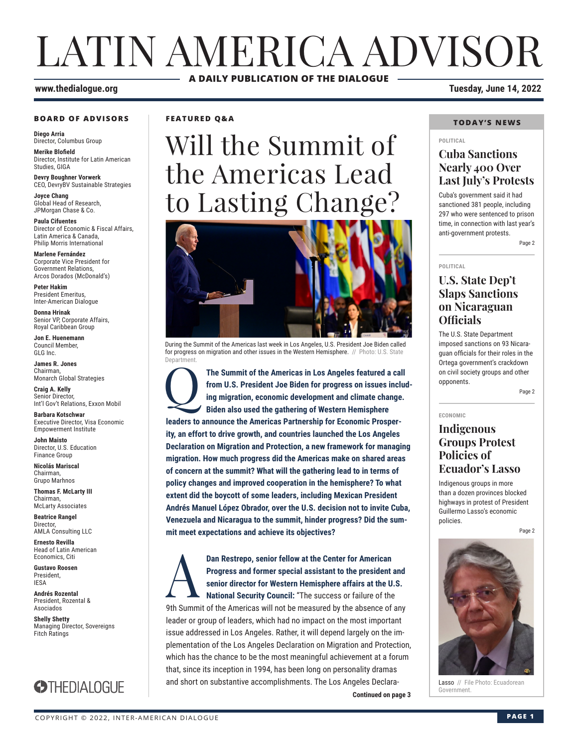# LATIN AMERICA ADVISOR

**A DAILY PUBLICATION OF THE DIALOGUE**

**www.thedialogue.org**

**Tuesday, June 14, 2022**

### BOARD OF ADVISORS

**Diego Arria**
Director, Columbus Group

**Merike Blofield**
Director, Institute for Latin American Studies, GIGA

**Devry Boughner Vorwerk**
CEO, DevryBV Sustainable Strategies

**Joyce Chang**
Global Head of Research, JPMorgan Chase & Co.

**Paula Cifuentes**
Director of Economic & Fiscal Affairs, Latin America & Canada, Philip Morris International

**Marlene Fernández**
Corporate Vice President for Government Relations, Arcos Dorados (McDonald's)

**Peter Hakim**
President Emeritus, Inter-American Dialogue

**Donna Hrinak**
Senior VP, Corporate Affairs, Royal Caribbean Group

**Jon E. Huenemann**
Council Member, GLG Inc.

**James R. Jones**
Chairman, Monarch Global Strategies

**Craig A. Kelly**
Senior Director, Int'l Gov't Relations, Exxon Mobil

**Barbara Kotschwar**
Executive Director, Visa Economic Empowerment Institute

**John Maisto**
Director, U.S. Education Finance Group

**Nicolás Mariscal**
Chairman, Grupo Marhnos

**Thomas F. McLarty III**
Chairman, McLarty Associates

**Beatrice Rangel**
Director, AMLA Consulting LLC

**Ernesto Revilla**
Head of Latin American Economics, Citi

**Gustavo Roosen**
President, IESA

**Andrés Rozental**
President, Rozental & Asociados

**Shelly Shetty**
Managing Director, Sovereigns Fitch Ratings

THEDIALOGUE

### FEATURED Q&A

## Will the Summit of the Americas Lead to Lasting Change?

During the Summit of the Americas last week in Los Angeles, U.S. President Joe Biden called for progress on migration and other issues in the Western Hemisphere. // Photo: U.S. State Department.

**Q: The Summit of the Americas in Los Angeles featured a call from U.S. President Joe Biden for progress on issues including migration, economic development and climate change. Biden also used the gathering of Western Hemisphere leaders to announce the Americas Partnership for Economic Prosperity, an effort to drive growth, and countries launched the Los Angeles Declaration on Migration and Protection, a new framework for managing migration. How much progress did the Americas make on shared areas of concern at the summit? What will the gathering lead to in terms of policy changes and improved cooperation in the hemisphere? To what extent did the boycott of some leaders, including Mexican President Andrés Manuel López Obrador, over the U.S. decision not to invite Cuba, Venezuela and Nicaragua to the summit, hinder progress? Did the summit meet expectations and achieve its objectives?**

**A: Dan Restrepo, senior fellow at the Center for American Progress and former special assistant to the president and senior director for Western Hemisphere affairs at the U.S. National Security Council:** "The success or failure of the 9th Summit of the Americas will not be measured by the absence of any leader or group of leaders, which had no impact on the most important issue addressed in Los Angeles. Rather, it will depend largely on the implementation of the Los Angeles Declaration on Migration and Protection, which has the chance to be the most meaningful achievement at a forum that, since its inception in 1994, has been long on personality dramas and short on substantive accomplishments. The Los Angeles Declara-

**Continued on page 3**

### TODAY'S NEWS

POLITICAL

#### Cuba Sanctions Nearly 400 Over Last July's Protests

Cuba's government said it had sanctioned 381 people, including 297 who were sentenced to prison time, in connection with last year's anti-government protests.

Page 2

POLITICAL

#### U.S. State Dep't Slaps Sanctions on Nicaraguan Officials

The U.S. State Department imposed sanctions on 93 Nicaraguan officials for their roles in the Ortega government's crackdown on civil society groups and other opponents.

Page 2

ECONOMIC

#### Indigenous Groups Protest Policies of Ecuador's Lasso

Indigenous groups in more than a dozen provinces blocked highways in protest of President Guillermo Lasso's economic policies.

Page 2

Lasso // File Photo: Ecuadorean Government.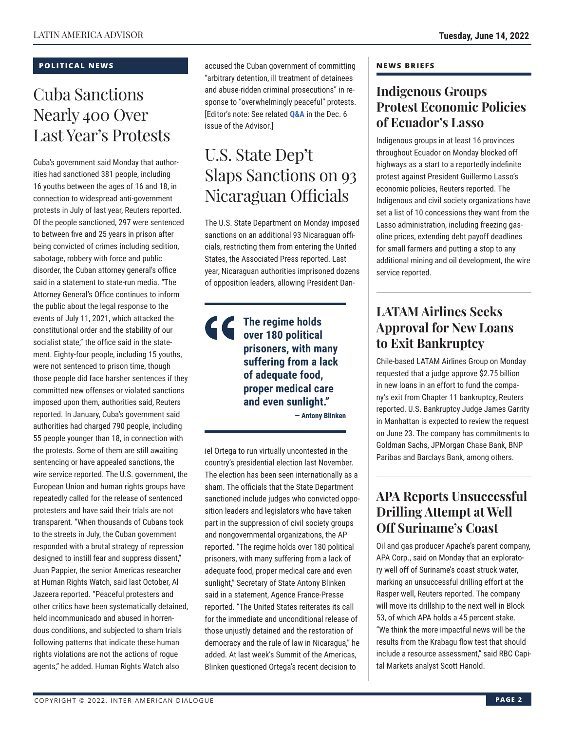**POLITICAL NEWS**

# Cuba Sanctions Nearly 400 Over Last Year's Protests

Cuba's government said Monday that authorities had sanctioned 381 people, including 16 youths between the ages of 16 and 18, in connection to widespread anti-government protests in July of last year, Reuters reported. Of the people sanctioned, 297 were sentenced to between five and 25 years in prison after being convicted of crimes including sedition, sabotage, robbery with force and public disorder, the Cuban attorney general's office said in a statement to state-run media. "The Attorney General's Office continues to inform the public about the legal response to the events of July 11, 2021, which attacked the constitutional order and the stability of our socialist state," the office said in the statement. Eighty-four people, including 15 youths, were not sentenced to prison time, though those people did face harsher sentences if they committed new offenses or violated sanctions imposed upon them, authorities said, Reuters reported. In January, Cuba's government said authorities had charged 790 people, including 55 people younger than 18, in connection with the protests. Some of them are still awaiting sentencing or have appealed sanctions, the wire service reported. The U.S. government, the European Union and human rights groups have repeatedly called for the release of sentenced protesters and have said their trials are not transparent. "When thousands of Cubans took to the streets in July, the Cuban government responded with a brutal strategy of repression designed to instill fear and suppress dissent," Juan Pappier, the senior Americas researcher at Human Rights Watch, said last October, Al Jazeera reported. "Peaceful protesters and other critics have been systematically detained, held incommunicado and abused in horrendous conditions, and subjected to sham trials following patterns that indicate these human rights violations are not the actions of rogue agents," he added. Human Rights Watch also accused the Cuban government of committing "arbitrary detention, ill treatment of detainees and abuse-ridden criminal prosecutions" in response to "overwhelmingly peaceful" protests. [Editor's note: See related **Q&A** in the Dec. 6 issue of the Advisor.]

# U.S. State Dep't Slaps Sanctions on 93 Nicaraguan Officials

The U.S. State Department on Monday imposed sanctions on an additional 93 Nicaraguan officials, restricting them from entering the United States, the Associated Press reported. Last year, Nicaraguan authorities imprisoned dozens of opposition leaders, allowing President Daniel Ortega to run virtually uncontested in the country's presidential election last November. The election has been seen internationally as a sham. The officials that the State Department sanctioned include judges who convicted opposition leaders and legislators who have taken part in the suppression of civil society groups and nongovernmental organizations, the AP reported. "The regime holds over 180 political prisoners, with many suffering from a lack of adequate food, proper medical care and even sunlight," Secretary of State Antony Blinken said in a statement, Agence France-Presse reported. "The United States reiterates its call for the immediate and unconditional release of those unjustly detained and the restoration of democracy and the rule of law in Nicaragua," he added. At last week's Summit of the Americas, Blinken questioned Ortega's recent decision to

> **"The regime holds over 180 political prisoners, with many suffering from a lack of adequate food, proper medical care and even sunlight."**
>
> **— Antony Blinken**

**NEWS BRIEFS**

## Indigenous Groups Protest Economic Policies of Ecuador's Lasso

Indigenous groups in at least 16 provinces throughout Ecuador on Monday blocked off highways as a start to a reportedly indefinite protest against President Guillermo Lasso's economic policies, Reuters reported. The Indigenous and civil society organizations have set a list of 10 concessions they want from the Lasso administration, including freezing gasoline prices, extending debt payoff deadlines for small farmers and putting a stop to any additional mining and oil development, the wire service reported.

## LATAM Airlines Seeks Approval for New Loans to Exit Bankruptcy

Chile-based LATAM Airlines Group on Monday requested that a judge approve $2.75 billion in new loans in an effort to fund the company's exit from Chapter 11 bankruptcy, Reuters reported. U.S. Bankruptcy Judge James Garrity in Manhattan is expected to review the request on June 23. The company has commitments to Goldman Sachs, JPMorgan Chase Bank, BNP Paribas and Barclays Bank, among others.

## APA Reports Unsuccessful Drilling Attempt at Well Off Suriname's Coast

Oil and gas producer Apache's parent company, APA Corp., said on Monday that an exploratory well off of Suriname's coast struck water, marking an unsuccessful drilling effort at the Rasper well, Reuters reported. The company will move its drillship to the next well in Block 53, of which APA holds a 45 percent stake. "We think the more impactful news will be the results from the Krabagu flow test that should include a resource assessment," said RBC Capital Markets analyst Scott Hanold.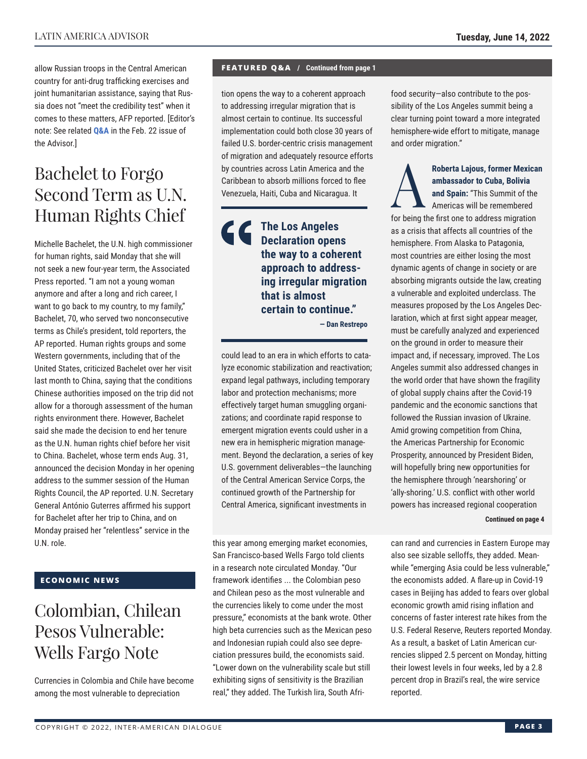allow Russian troops in the Central American country for anti-drug trafficking exercises and joint humanitarian assistance, saying that Russia does not "meet the credibility test" when it comes to these matters, AFP reported. [Editor's note: See related **Q&A** in the Feb. 22 issue of the Advisor.]

# Bachelet to Forgo Second Term as U.N. Human Rights Chief

Michelle Bachelet, the U.N. high commissioner for human rights, said Monday that she will not seek a new four-year term, the Associated Press reported. "I am not a young woman anymore and after a long and rich career, I want to go back to my country, to my family," Bachelet, 70, who served two nonconsecutive terms as Chile's president, told reporters, the AP reported. Human rights groups and some Western governments, including that of the United States, criticized Bachelet over her visit last month to China, saying that the conditions Chinese authorities imposed on the trip did not allow for a thorough assessment of the human rights environment there. However, Bachelet said she made the decision to end her tenure as the U.N. human rights chief before her visit to China. Bachelet, whose term ends Aug. 31, announced the decision Monday in her opening address to the summer session of the Human Rights Council, the AP reported. U.N. Secretary General António Guterres affirmed his support for Bachelet after her trip to China, and on Monday praised her "relentless" service in the U.N. role.

## ECONOMIC NEWS

# Colombian, Chilean Pesos Vulnerable: Wells Fargo Note

Currencies in Colombia and Chile have become among the most vulnerable to depreciation this year among emerging market economies, San Francisco-based Wells Fargo told clients in a research note circulated Monday. "Our framework identifies ... the Colombian peso and Chilean peso as the most vulnerable and the currencies likely to come under the most pressure," economists at the bank wrote. Other high beta currencies such as the Mexican peso and Indonesian rupiah could also see depreciation pressures build, the economists said. "Lower down on the vulnerability scale but still exhibiting signs of sensitivity is the Brazilian real," they added. The Turkish lira, South African rand and currencies in Eastern Europe may also see sizable selloffs, they added. Meanwhile "emerging Asia could be less vulnerable," the economists added. A flare-up in Covid-19 cases in Beijing has added to fears over global economic growth amid rising inflation and concerns of faster interest rate hikes from the U.S. Federal Reserve, Reuters reported Monday. As a result, a basket of Latin American currencies slipped 2.5 percent on Monday, hitting their lowest levels in four weeks, led by a 2.8 percent drop in Brazil's real, the wire service reported.

## FEATURED Q&A / Continued from page 1

tion opens the way to a coherent approach to addressing irregular migration that is almost certain to continue. Its successful implementation could both close 30 years of failed U.S. border-centric crisis management of migration and adequately resource efforts by countries across Latin America and the Caribbean to absorb millions forced to flee Venezuela, Haiti, Cuba and Nicaragua. It could lead to an era in which efforts to catalyze economic stabilization and reactivation; expand legal pathways, including temporary labor and protection mechanisms; more effectively target human smuggling organizations; and coordinate rapid response to emergent migration events could usher in a new era in hemispheric migration management. Beyond the declaration, a series of key U.S. government deliverables—the launching of the Central American Service Corps, the continued growth of the Partnership for Central America, significant investments in food security—also contribute to the possibility of the Los Angeles summit being a clear turning point toward a more integrated hemisphere-wide effort to mitigate, manage and order migration."

> **"The Los Angeles Declaration opens the way to a coherent approach to addressing irregular migration that is almost certain to continue."**
> — Dan Restrepo

**A** **Roberta Lajous, former Mexican ambassador to Cuba, Bolivia and Spain:** "This Summit of the Americas will be remembered for being the first one to address migration as a crisis that affects all countries of the hemisphere. From Alaska to Patagonia, most countries are either losing the most dynamic agents of change in society or are absorbing migrants outside the law, creating a vulnerable and exploited underclass. The measures proposed by the Los Angeles Declaration, which at first sight appear meager, must be carefully analyzed and experienced on the ground in order to measure their impact and, if necessary, improved. The Los Angeles summit also addressed changes in the world order that have shown the fragility of global supply chains after the Covid-19 pandemic and the economic sanctions that followed the Russian invasion of Ukraine. Amid growing competition from China, the Americas Partnership for Economic Prosperity, announced by President Biden, will hopefully bring new opportunities for the hemisphere through 'nearshoring' or 'ally-shoring.' U.S. conflict with other world powers has increased regional cooperation

**Continued on page 4**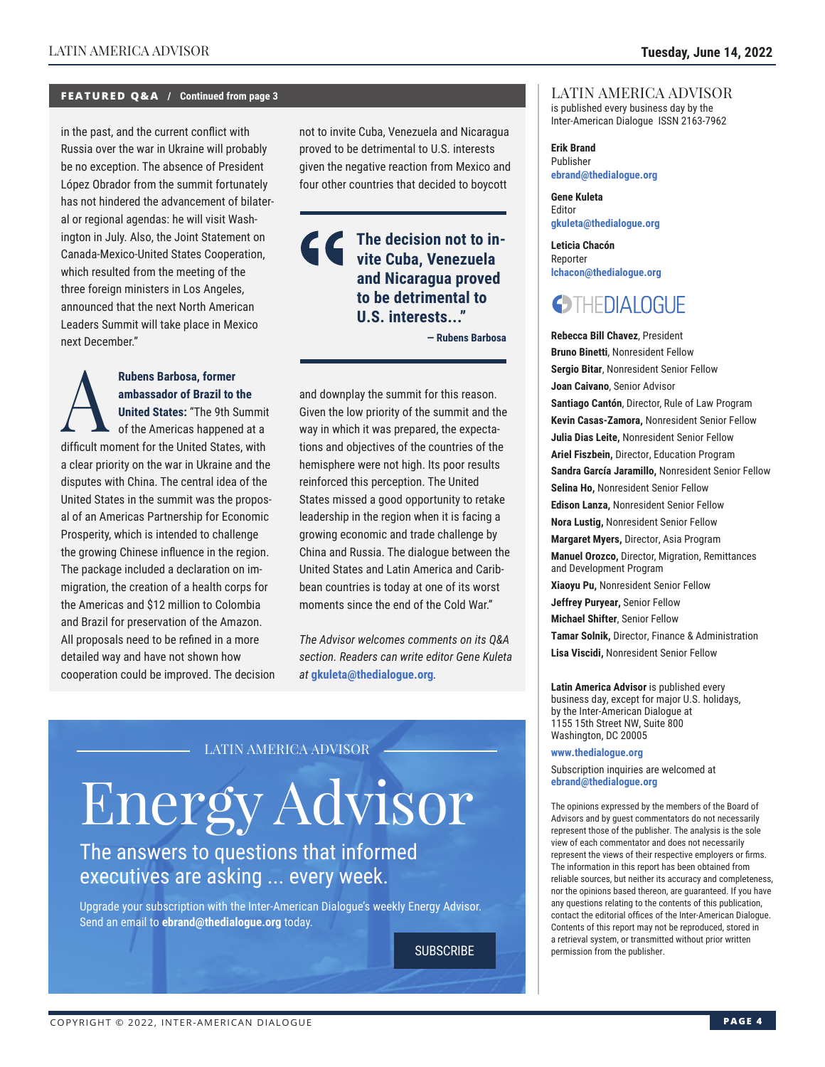**FEATURED Q&A / Continued from page 3**

in the past, and the current conflict with Russia over the war in Ukraine will probably be no exception. The absence of President López Obrador from the summit fortunately has not hindered the advancement of bilateral or regional agendas: he will visit Washington in July. Also, the Joint Statement on Canada-Mexico-United States Cooperation, which resulted from the meeting of the three foreign ministers in Los Angeles, announced that the next North American Leaders Summit will take place in Mexico next December."

**A** **Rubens Barbosa, former ambassador of Brazil to the United States:** "The 9th Summit of the Americas happened at a difficult moment for the United States, with a clear priority on the war in Ukraine and the disputes with China. The central idea of the United States in the summit was the proposal of an Americas Partnership for Economic Prosperity, which is intended to challenge the growing Chinese influence in the region. The package included a declaration on immigration, the creation of a health corps for the Americas and $12 million to Colombia and Brazil for preservation of the Amazon. All proposals need to be refined in a more detailed way and have not shown how cooperation could be improved. The decision not to invite Cuba, Venezuela and Nicaragua proved to be detrimental to U.S. interests given the negative reaction from Mexico and four other countries that decided to boycott and downplay the summit for this reason. Given the low priority of the summit and the way in which it was prepared, the expectations and objectives of the countries of the hemisphere were not high. Its poor results reinforced this perception. The United States missed a good opportunity to retake leadership in the region when it is facing a growing economic and trade challenge by China and Russia. The dialogue between the United States and Latin America and Caribbean countries is today at one of its worst moments since the end of the Cold War."

> **The decision not to invite Cuba, Venezuela and Nicaragua proved to be detrimental to U.S. interests..."**
>
> **— Rubens Barbosa**

*The Advisor welcomes comments on its Q&A section. Readers can write editor Gene Kuleta at* **gkuleta@thedialogue.org**.

LATIN AMERICA ADVISOR

# Energy Advisor

The answers to questions that informed executives are asking ... every week.

Upgrade your subscription with the Inter-American Dialogue's weekly Energy Advisor. Send an email to **ebrand@thedialogue.org** today.

SUBSCRIBE

LATIN AMERICA ADVISOR
is published every business day by the Inter-American Dialogue ISSN 2163-7962

**Erik Brand**
Publisher
**ebrand@thedialogue.org**

**Gene Kuleta**
Editor
**gkuleta@thedialogue.org**

**Leticia Chacón**
Reporter
**lchacon@thedialogue.org**

THEDIALOGUE

**Rebecca Bill Chavez**, President
**Bruno Binetti**, Nonresident Fellow
**Sergio Bitar**, Nonresident Senior Fellow
**Joan Caivano**, Senior Advisor
**Santiago Cantón**, Director, Rule of Law Program
**Kevin Casas-Zamora,** Nonresident Senior Fellow
**Julia Dias Leite,** Nonresident Senior Fellow
**Ariel Fiszbein,** Director, Education Program
**Sandra García Jaramillo,** Nonresident Senior Fellow
**Selina Ho,** Nonresident Senior Fellow
**Edison Lanza,** Nonresident Senior Fellow
**Nora Lustig,** Nonresident Senior Fellow
**Margaret Myers,** Director, Asia Program
**Manuel Orozco,** Director, Migration, Remittances and Development Program
**Xiaoyu Pu,** Nonresident Senior Fellow
**Jeffrey Puryear,** Senior Fellow
**Michael Shifter**, Senior Fellow
**Tamar Solnik,** Director, Finance & Administration
**Lisa Viscidi,** Nonresident Senior Fellow

**Latin America Advisor** is published every business day, except for major U.S. holidays, by the Inter-American Dialogue at
1155 15th Street NW, Suite 800
Washington, DC 20005

**www.thedialogue.org**

Subscription inquiries are welcomed at
**ebrand@thedialogue.org**

The opinions expressed by the members of the Board of Advisors and by guest commentators do not necessarily represent those of the publisher. The analysis is the sole view of each commentator and does not necessarily represent the views of their respective employers or firms. The information in this report has been obtained from reliable sources, but neither its accuracy and completeness, nor the opinions based thereon, are guaranteed. If you have any questions relating to the contents of this publication, contact the editorial offices of the Inter-American Dialogue. Contents of this report may not be reproduced, stored in a retrieval system, or transmitted without prior written permission from the publisher.

COPYRIGHT © 2022, INTER-AMERICAN DIALOGUE